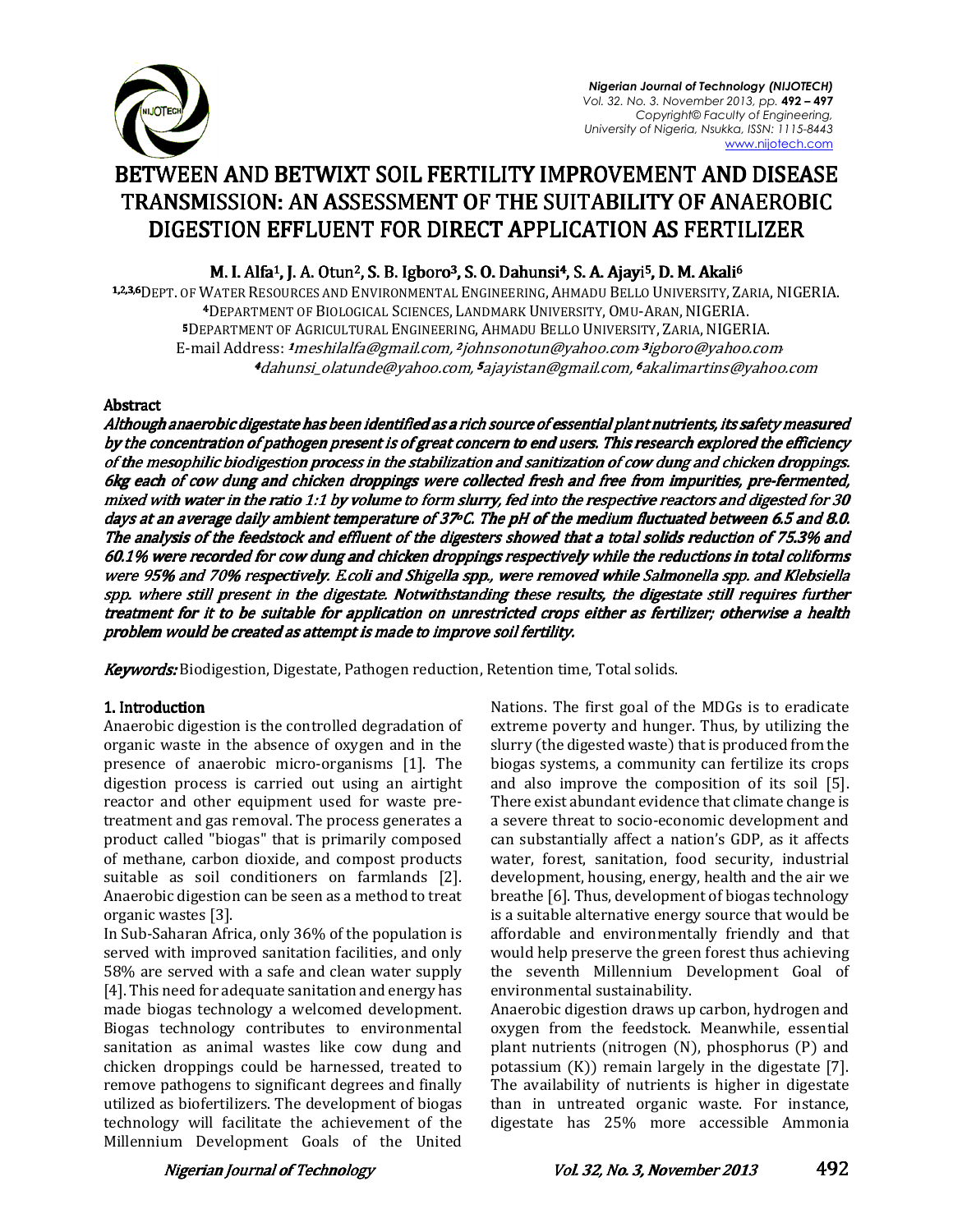# BETWEEN AND BETWIXT SOIL FERTILITY IMPROVEMENT AND DISEASE TRANSMISSION: AN ASSESSMENT OF THE SUITABILITY OF ANAEROBIC DIGESTION EFFLUENT FOR DIRECT APPLICATION AS FERTILIZER

**M. I. Alfa[1], J. A. Otun[2], S. B. Igboro[3], S. O. Dahunsi[4], S. A. Ajayi[5], D. M. Akali[6]**

[1,2,3,6]Dept. of Water Resources and Environmental Engineering, Ahmadu Bello University, Zaria, Nigeria.
[4]Department of Biological Sciences, Landmark University, Omu-Aran, Nigeria.
[5]Department of Agricultural Engineering, Ahmadu Bello University, Zaria, Nigeria.
E-mail Address: [1]meshilalfa@gmail.com, [2]johnsonotun@yahoo.com, [3]igboro@yahoo.com, [4]dahunsi_olatunde@yahoo.com, [5]ajayistan@gmail.com, [6]akalimartins@yahoo.com

## Abstract

***Although anaerobic digestate has been identified as a rich source of essential plant nutrients, its safety measured by the concentration of pathogen present is of great concern to end users. This research explored the efficiency of the mesophilic biodigestion process in the stabilization and sanitization of cow dung and chicken droppings. 6kg each of cow dung and chicken droppings were collected fresh and free from impurities, pre-fermented, mixed with water in the ratio 1:1 by volume to form slurry, fed into the respective reactors and digested for 30 days at an average daily ambient temperature of 37°C. The pH of the medium fluctuated between 6.5 and 8.0. The analysis of the feedstock and effluent of the digesters showed that a total solids reduction of 75.3% and 60.1% were recorded for cow dung and chicken droppings respectively while the reductions in total coliforms were 95% and 70% respectively. E.coli and Shigella spp., were removed while Salmonella spp. and Klebsiella spp. where still present in the digestate. Notwithstanding these results, the digestate still requires further treatment for it to be suitable for application on unrestricted crops either as fertilizer; otherwise a health problem would be created as attempt is made to improve soil fertility.***

***Keywords:*** Biodigestion, Digestate, Pathogen reduction, Retention time, Total solids.

## 1. Introduction

Anaerobic digestion is the controlled degradation of organic waste in the absence of oxygen and in the presence of anaerobic micro-organisms [1]. The digestion process is carried out using an airtight reactor and other equipment used for waste pre-treatment and gas removal. The process generates a product called "biogas" that is primarily composed of methane, carbon dioxide, and compost products suitable as soil conditioners on farmlands [2]. Anaerobic digestion can be seen as a method to treat organic wastes [3].

In Sub-Saharan Africa, only 36% of the population is served with improved sanitation facilities, and only 58% are served with a safe and clean water supply [4]. This need for adequate sanitation and energy has made biogas technology a welcomed development. Biogas technology contributes to environmental sanitation as animal wastes like cow dung and chicken droppings could be harnessed, treated to remove pathogens to significant degrees and finally utilized as biofertilizers. The development of biogas technology will facilitate the achievement of the Millennium Development Goals of the United Nations. The first goal of the MDGs is to eradicate extreme poverty and hunger. Thus, by utilizing the slurry (the digested waste) that is produced from the biogas systems, a community can fertilize its crops and also improve the composition of its soil [5]. There exist abundant evidence that climate change is a severe threat to socio-economic development and can substantially affect a nation's GDP, as it affects water, forest, sanitation, food security, industrial development, housing, energy, health and the air we breathe [6]. Thus, development of biogas technology is a suitable alternative energy source that would be affordable and environmentally friendly and that would help preserve the green forest thus achieving the seventh Millennium Development Goal of environmental sustainability.

Anaerobic digestion draws up carbon, hydrogen and oxygen from the feedstock. Meanwhile, essential plant nutrients (nitrogen (N), phosphorus (P) and potassium (K)) remain largely in the digestate [7]. The availability of nutrients is higher in digestate than in untreated organic waste. For instance, digestate has 25% more accessible Ammonia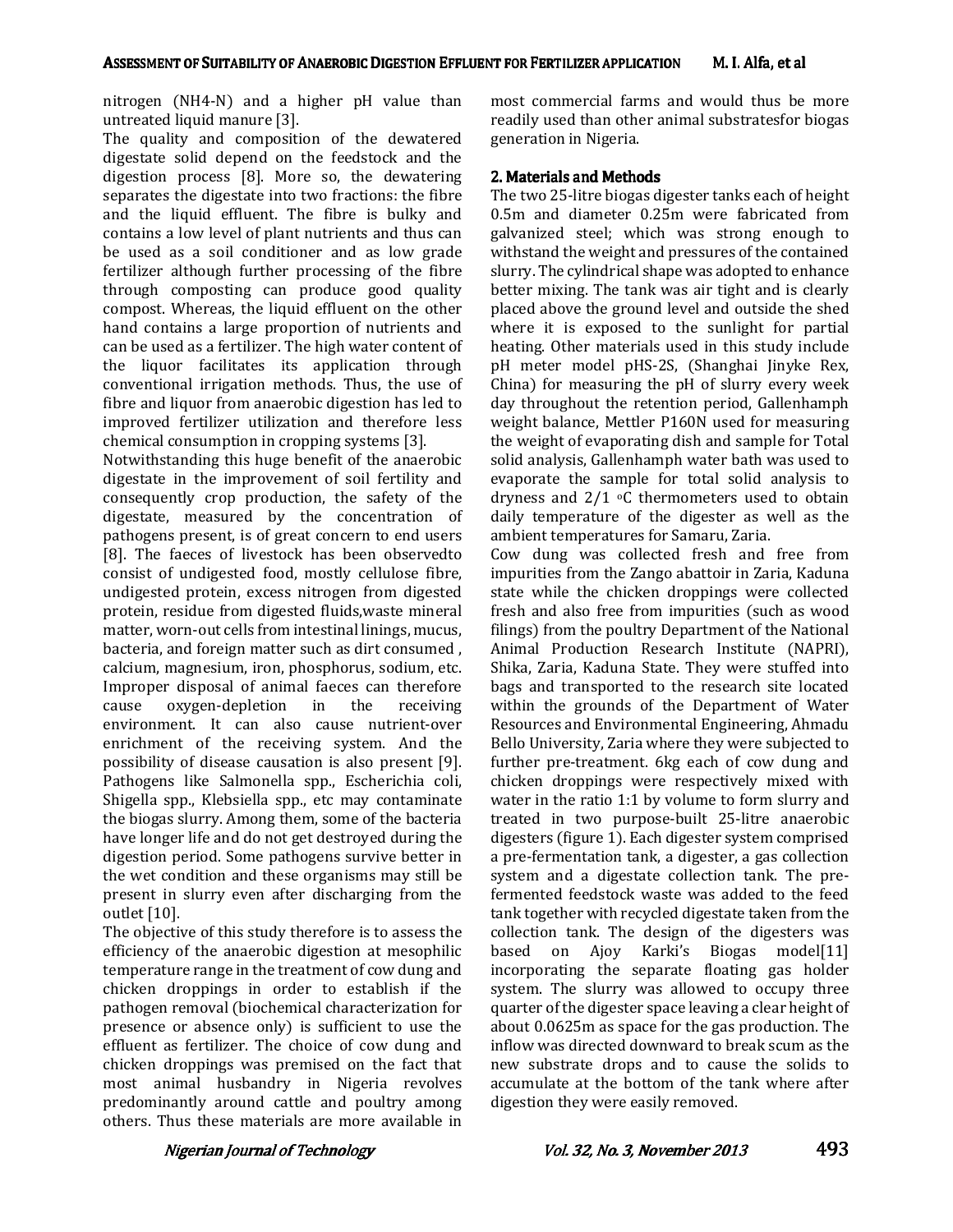nitrogen ($NH_4$-N) and a higher pH value than untreated liquid manure [3].

The quality and composition of the dewatered digestate solid depend on the feedstock and the digestion process [8]. More so, the dewatering separates the digestate into two fractions: the fibre and the liquid effluent. The fibre is bulky and contains a low level of plant nutrients and thus can be used as a soil conditioner and as low grade fertilizer although further processing of the fibre through composting can produce good quality compost. Whereas, the liquid effluent on the other hand contains a large proportion of nutrients and can be used as a fertilizer. The high water content of the liquor facilitates its application through conventional irrigation methods. Thus, the use of fibre and liquor from anaerobic digestion has led to improved fertilizer utilization and therefore less chemical consumption in cropping systems [3].

Notwithstanding this huge benefit of the anaerobic digestate in the improvement of soil fertility and consequently crop production, the safety of the digestate, measured by the concentration of pathogens present, is of great concern to end users [8]. The faeces of livestock has been observedto consist of undigested food, mostly cellulose fibre, undigested protein, excess nitrogen from digested protein, residue from digested fluids,waste mineral matter, worn-out cells from intestinal linings, mucus, bacteria, and foreign matter such as dirt consumed , calcium, magnesium, iron, phosphorus, sodium, etc. Improper disposal of animal faeces can therefore cause oxygen-depletion in the receiving environment. It can also cause nutrient-over enrichment of the receiving system. And the possibility of disease causation is also present [9]. Pathogens like Salmonella spp., Escherichia coli, Shigella spp., Klebsiella spp., etc may contaminate the biogas slurry. Among them, some of the bacteria have longer life and do not get destroyed during the digestion period. Some pathogens survive better in the wet condition and these organisms may still be present in slurry even after discharging from the outlet [10].

The objective of this study therefore is to assess the efficiency of the anaerobic digestion at mesophilic temperature range in the treatment of cow dung and chicken droppings in order to establish if the pathogen removal (biochemical characterization for presence or absence only) is sufficient to use the effluent as fertilizer. The choice of cow dung and chicken droppings was premised on the fact that most animal husbandry in Nigeria revolves predominantly around cattle and poultry among others. Thus these materials are more available in most commercial farms and would thus be more readily used than other animal substratesfor biogas generation in Nigeria.

## 2. Materials and Methods

The two 25-litre biogas digester tanks each of height 0.5m and diameter 0.25m were fabricated from galvanized steel; which was strong enough to withstand the weight and pressures of the contained slurry. The cylindrical shape was adopted to enhance better mixing. The tank was air tight and is clearly placed above the ground level and outside the shed where it is exposed to the sunlight for partial heating. Other materials used in this study include pH meter model pHS-2S, (Shanghai Jinyke Rex, China) for measuring the pH of slurry every week day throughout the retention period, Gallenhamph weight balance, Mettler P160N used for measuring the weight of evaporating dish and sample for Total solid analysis, Gallenhamph water bath was used to evaporate the sample for total solid analysis to dryness and 2/1 °C thermometers used to obtain daily temperature of the digester as well as the ambient temperatures for Samaru, Zaria.

Cow dung was collected fresh and free from impurities from the Zango abattoir in Zaria, Kaduna state while the chicken droppings were collected fresh and also free from impurities (such as wood filings) from the poultry Department of the National Animal Production Research Institute (NAPRI), Shika, Zaria, Kaduna State. They were stuffed into bags and transported to the research site located within the grounds of the Department of Water Resources and Environmental Engineering, Ahmadu Bello University, Zaria where they were subjected to further pre-treatment. 6kg each of cow dung and chicken droppings were respectively mixed with water in the ratio 1:1 by volume to form slurry and treated in two purpose-built 25-litre anaerobic digesters (figure 1). Each digester system comprised a pre-fermentation tank, a digester, a gas collection system and a digestate collection tank. The pre-fermented feedstock waste was added to the feed tank together with recycled digestate taken from the collection tank. The design of the digesters was based on Ajoy Karki's Biogas model[11] incorporating the separate floating gas holder system. The slurry was allowed to occupy three quarter of the digester space leaving a clear height of about 0.0625m as space for the gas production. The inflow was directed downward to break scum as the new substrate drops and to cause the solids to accumulate at the bottom of the tank where after digestion they were easily removed.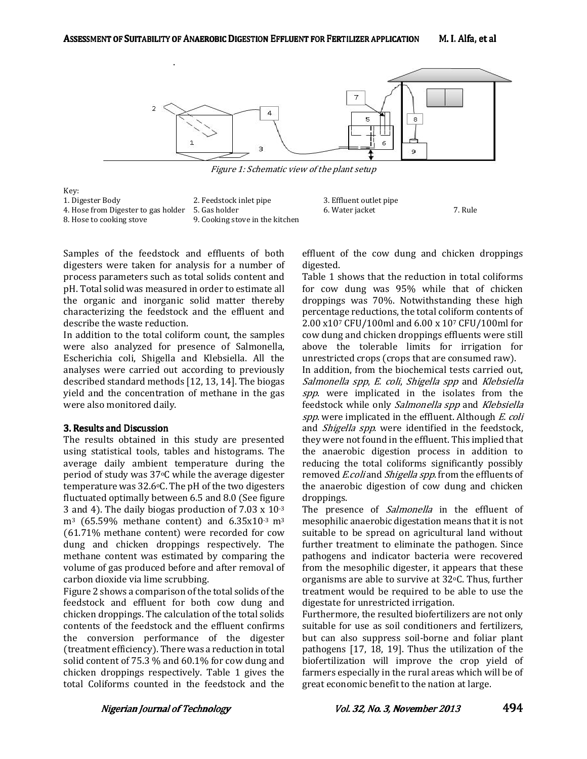Figure 1: Schematic view of the plant setup

Key:

1. Digester Body
2. Feedstock inlet pipe
3. Effluent outlet pipe
4. Hose from Digester to gas holder
5. Gas holder
6. Water jacket
7. Rule
8. Hose to cooking stove
9. Cooking stove in the kitchen

Samples of the feedstock and effluents of both digesters were taken for analysis for a number of process parameters such as total solids content and pH. Total solid was measured in order to estimate all the organic and inorganic solid matter thereby characterizing the feedstock and the effluent and describe the waste reduction.

In addition to the total coliform count, the samples were also analyzed for presence of Salmonella, Escherichia coli, Shigella and Klebsiella. All the analyses were carried out according to previously described standard methods [12, 13, 14]. The biogas yield and the concentration of methane in the gas were also monitored daily.

## 3. Results and Discussion

The results obtained in this study are presented using statistical tools, tables and histograms. The average daily ambient temperature during the period of study was 37°C while the average digester temperature was 32.6°C. The pH of the two digesters fluctuated optimally between 6.5 and 8.0 (See figure 3 and 4). The daily biogas production of $7.03 \times 10^{-3}$ $m^3$ (65.59% methane content) and $6.35 \times 10^{-3}$ $m^3$ (61.71% methane content) were recorded for cow dung and chicken droppings respectively. The methane content was estimated by comparing the volume of gas produced before and after removal of carbon dioxide via lime scrubbing.

Figure 2 shows a comparison of the total solids of the feedstock and effluent for both cow dung and chicken droppings. The calculation of the total solids contents of the feedstock and the effluent confirms the conversion performance of the digester (treatment efficiency). There was a reduction in total solid content of 75.3 % and 60.1% for cow dung and chicken droppings respectively. Table 1 gives the total Coliforms counted in the feedstock and the effluent of the cow dung and chicken droppings digested.

Table 1 shows that the reduction in total coliforms for cow dung was 95% while that of chicken droppings was 70%. Notwithstanding these high percentage reductions, the total coliform contents of $2.00 \times 10^7$ CFU/100ml and $6.00 \times 10^7$ CFU/100ml for cow dung and chicken droppings effluents were still above the tolerable limits for irrigation for unrestricted crops (crops that are consumed raw).

In addition, from the biochemical tests carried out, *Salmonella spp*, *E. coli*, *Shigella spp* and *Klebsiella spp*. were implicated in the isolates from the feedstock while only *Salmonella spp* and *Klebsiella spp*. were implicated in the effluent. Although *E. coli* and *Shigella spp*. were identified in the feedstock, they were not found in the effluent. This implied that the anaerobic digestion process in addition to reducing the total coliforms significantly possibly removed *E.coli* and *Shigella spp*. from the effluents of the anaerobic digestion of cow dung and chicken droppings.

The presence of *Salmonella* in the effluent of mesophilic anaerobic digestation means that it is not suitable to be spread on agricultural land without further treatment to eliminate the pathogen. Since pathogens and indicator bacteria were recovered from the mesophilic digester, it appears that these organisms are able to survive at 32°C. Thus, further treatment would be required to be able to use the digestate for unrestricted irrigation.

Furthermore, the resulted biofertilizers are not only suitable for use as soil conditioners and fertilizers, but can also suppress soil-borne and foliar plant pathogens [17, 18, 19]. Thus the utilization of the biofertilization will improve the crop yield of farmers especially in the rural areas which will be of great economic benefit to the nation at large.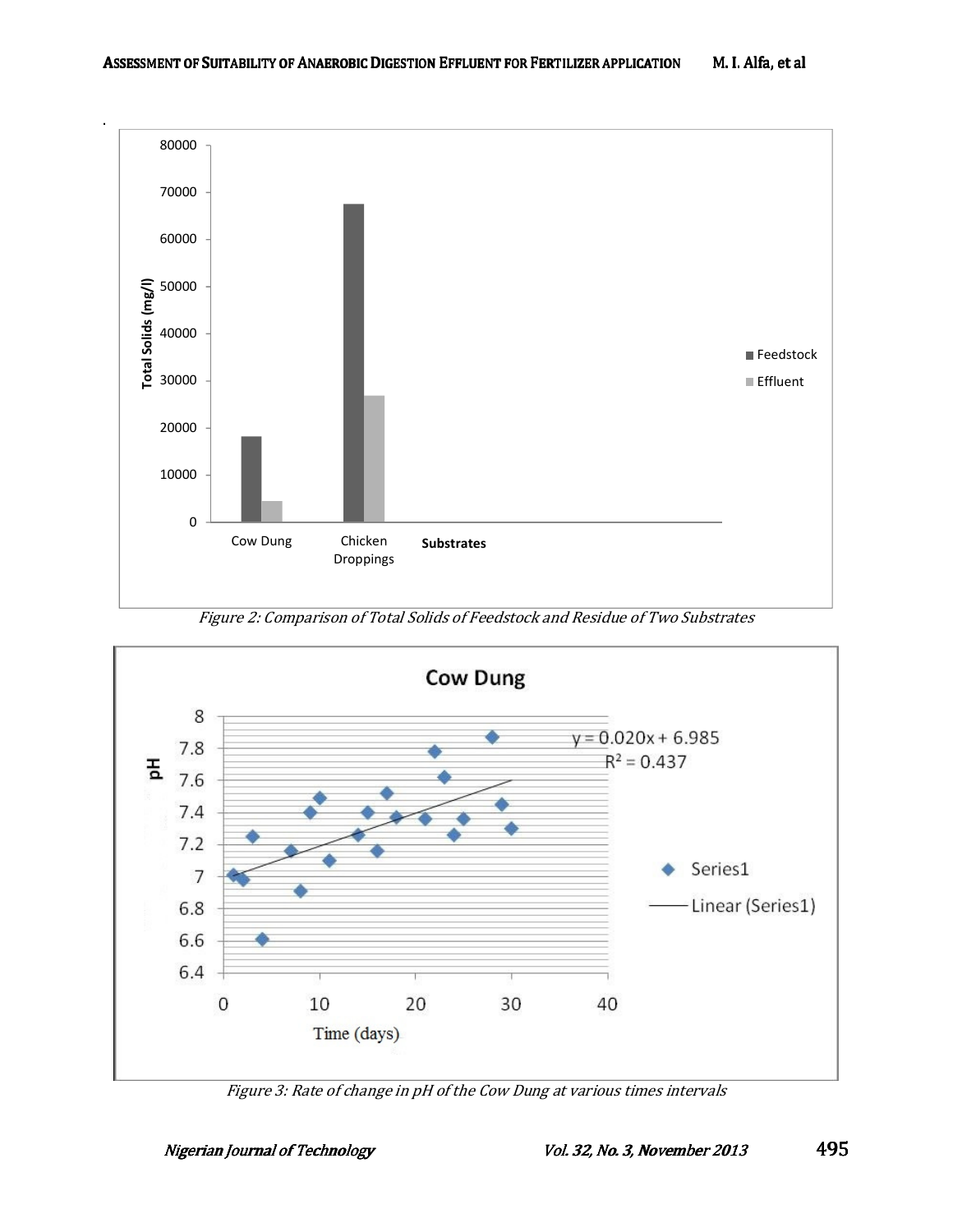Figure 2: Comparison of Total Solids of Feedstock and Residue of Two Substrates

Figure 3: Rate of change in pH of the Cow Dung at various times intervals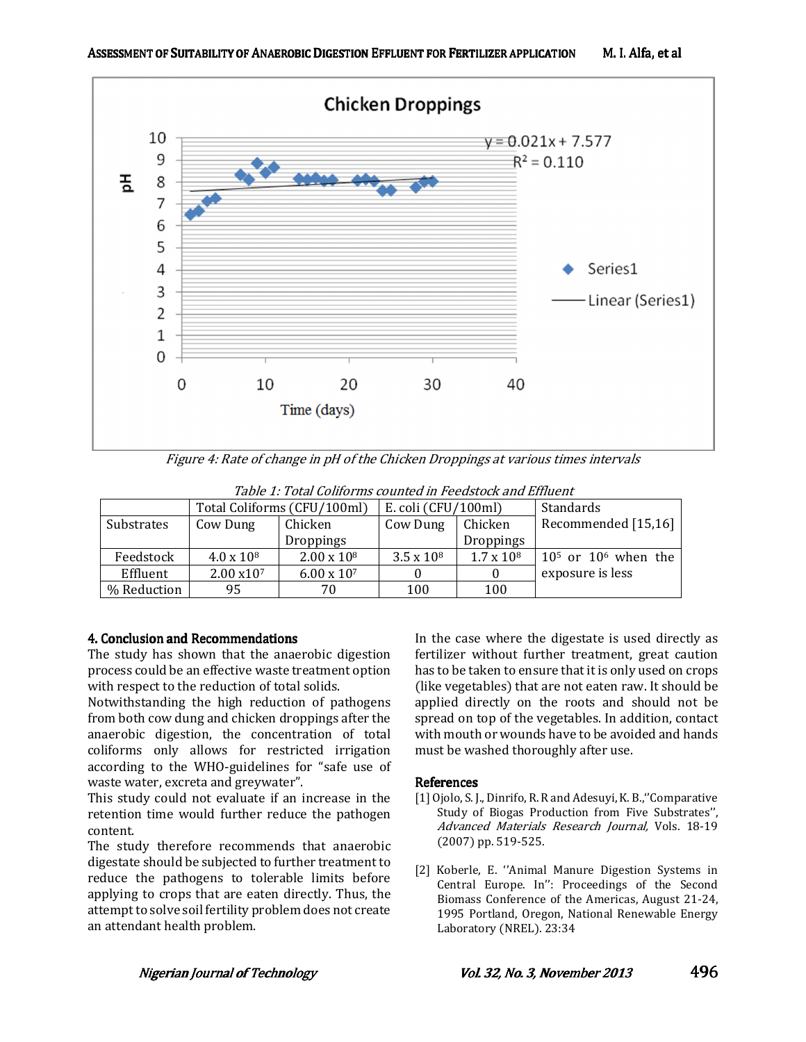Figure 4: Rate of change in pH of the Chicken Droppings at various times intervals

Table 1: Total Coliforms counted in Feedstock and Effluent

| | Total Coliforms (CFU/100ml) | | E. coli (CFU/100ml) | | Standards Recommended [15,16] |
|---|---|---|---|---|---|
| Substrates | Cow Dung | Chicken Droppings | Cow Dung | Chicken Droppings | |
| Feedstock | 4.0 x $10^8$ | 2.00 x $10^8$ | 3.5 x $10^8$ | 1.7 x $10^8$ | $10^5$ or $10^6$ when the exposure is less |
| Effluent | 2.00 x$10^7$ | 6.00 x $10^7$ | 0 | 0 | |
| % Reduction | 95 | 70 | 100 | 100 | |

## 4. Conclusion and Recommendations

The study has shown that the anaerobic digestion process could be an effective waste treatment option with respect to the reduction of total solids.

Notwithstanding the high reduction of pathogens from both cow dung and chicken droppings after the anaerobic digestion, the concentration of total coliforms only allows for restricted irrigation according to the WHO-guidelines for "safe use of waste water, excreta and greywater".

This study could not evaluate if an increase in the retention time would further reduce the pathogen content.

The study therefore recommends that anaerobic digestate should be subjected to further treatment to reduce the pathogens to tolerable limits before applying to crops that are eaten directly. Thus, the attempt to solve soil fertility problem does not create an attendant health problem.

In the case where the digestate is used directly as fertilizer without further treatment, great caution has to be taken to ensure that it is only used on crops (like vegetables) that are not eaten raw. It should be applied directly on the roots and should not be spread on top of the vegetables. In addition, contact with mouth or wounds have to be avoided and hands must be washed thoroughly after use.

## References

[1] Ojolo, S. J., Dinrifo, R. R and Adesuyi, K. B.,''Comparative Study of Biogas Production from Five Substrates'', *Advanced Materials Research Journal,* Vols. 18-19 (2007) pp. 519-525.

[2] Koberle, E. ''Animal Manure Digestion Systems in Central Europe. In'': Proceedings of the Second Biomass Conference of the Americas, August 21-24, 1995 Portland, Oregon, National Renewable Energy Laboratory (NREL). 23:34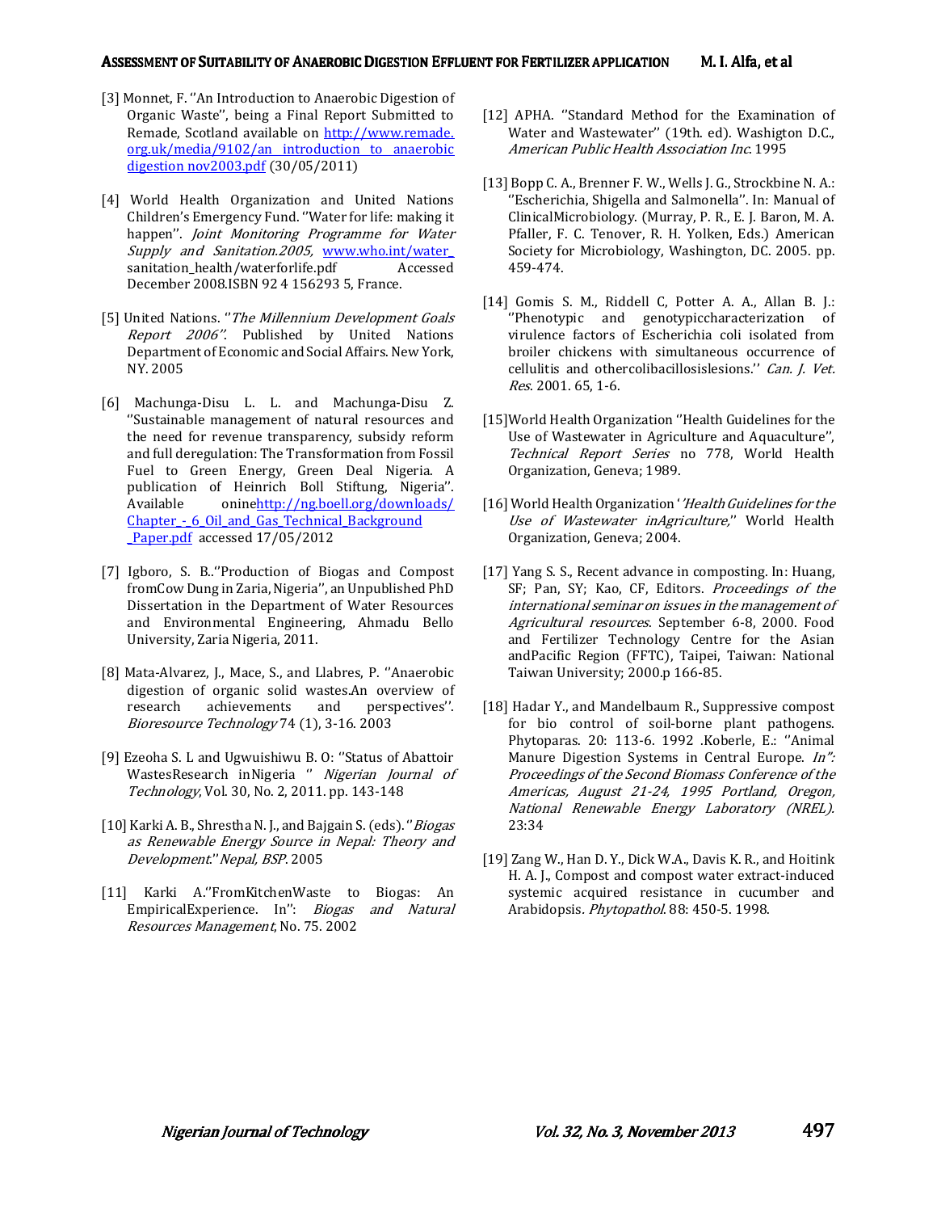[3] Monnet, F. ''An Introduction to Anaerobic Digestion of Organic Waste'', being a Final Report Submitted to Remade, Scotland available on http://www.remade.org.uk/media/9102/an introduction to anaerobic digestion nov2003.pdf (30/05/2011)

[4] World Health Organization and United Nations Children's Emergency Fund. ''Water for life: making it happen''. *Joint Monitoring Programme for Water Supply and Sanitation.2005,* www.who.int/water_sanitation_health/waterforlife.pdf Accessed December 2008.ISBN 92 4 156293 5, France.

[5] United Nations. ''*The Millennium Development Goals Report 2006''*. Published by United Nations Department of Economic and Social Affairs. New York, NY. 2005

[6] Machunga-Disu L. L. and Machunga-Disu Z. ''Sustainable management of natural resources and the need for revenue transparency, subsidy reform and full deregulation: The Transformation from Fossil Fuel to Green Energy, Green Deal Nigeria. A publication of Heinrich Boll Stiftung, Nigeria''. Available oninehttp://ng.boell.org/downloads/Chapter_-_6_Oil_and_Gas_Technical_Background_Paper.pdf accessed 17/05/2012

[7] Igboro, S. B..''Production of Biogas and Compost fromCow Dung in Zaria, Nigeria'', an Unpublished PhD Dissertation in the Department of Water Resources and Environmental Engineering, Ahmadu Bello University, Zaria Nigeria, 2011.

[8] Mata-Alvarez, J., Mace, S., and Llabres, P. ''Anaerobic digestion of organic solid wastes.An overview of research achievements and perspectives''. *Bioresource Technology* 74 (1), 3-16. 2003

[9] Ezeoha S. L and Ugwuishiwu B. O: ''Status of Abattoir WastesResearch inNigeria '' *Nigerian Journal of Technology*, Vol. 30, No. 2, 2011. pp. 143-148

[10] Karki A. B., Shrestha N. J., and Bajgain S. (eds).''*Biogas as Renewable Energy Source in Nepal: Theory and Development*.'' *Nepal, BSP*. 2005

[11] Karki A.''FromKitchenWaste to Biogas: An EmpiricalExperience. In'': *Biogas and Natural Resources Management*, No. 75. 2002

[12] APHA. ''Standard Method for the Examination of Water and Wastewater'' (19th. ed). Washigton D.C., *American Public Health Association Inc*. 1995

[13] Bopp C. A., Brenner F. W., Wells J. G., Strockbine N. A.: ''Escherichia, Shigella and Salmonella''. In: Manual of ClinicalMicrobiology. (Murray, P. R., E. J. Baron, M. A. Pfaller, F. C. Tenover, R. H. Yolken, Eds.) American Society for Microbiology, Washington, DC. 2005. pp. 459-474.

[14] Gomis S. M., Riddell C, Potter A. A., Allan B. J.: ''Phenotypic and genotypiccharacterization of virulence factors of Escherichia coli isolated from broiler chickens with simultaneous occurrence of cellulitis and othercolibacillosislesions.'' *Can. J. Vet. Res*. 2001. 65, 1-6.

[15]World Health Organization ''Health Guidelines for the Use of Wastewater in Agriculture and Aquaculture'', *Technical Report Series* no 778, World Health Organization, Geneva; 1989.

[16] World Health Organization '*'Health Guidelines for the Use of Wastewater inAgriculture,*'' World Health Organization, Geneva; 2004.

[17] Yang S. S., Recent advance in composting. In: Huang, SF; Pan, SY; Kao, CF, Editors. *Proceedings of the international seminar on issues in the management of Agricultural resources*. September 6-8, 2000. Food and Fertilizer Technology Centre for the Asian andPacific Region (FFTC), Taipei, Taiwan: National Taiwan University; 2000.p 166-85.

[18] Hadar Y., and Mandelbaum R., Suppressive compost for bio control of soil-borne plant pathogens. Phytoparas. 20: 113-6. 1992 .Koberle, E.: ''Animal Manure Digestion Systems in Central Europe. *In'': Proceedings of the Second Biomass Conference of the Americas, August 21-24, 1995 Portland, Oregon, National Renewable Energy Laboratory (NREL).* 23:34

[19] Zang W., Han D. Y., Dick W.A., Davis K. R., and Hoitink H. A. J., Compost and compost water extract-induced systemic acquired resistance in cucumber and Arabidopsis. *Phytopathol*. 88: 450-5. 1998.